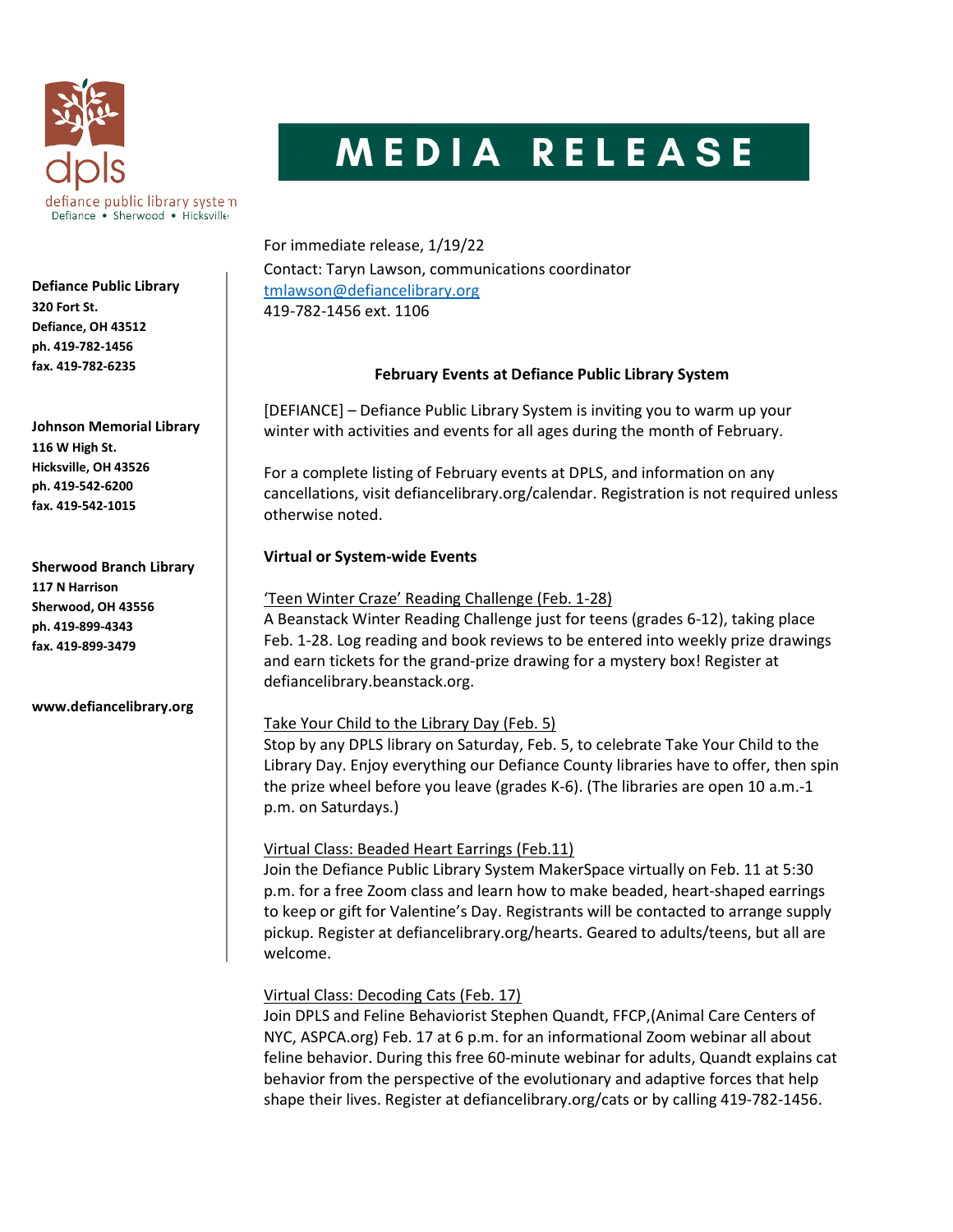dpls
defiance public library system
Defiance • Sherwood • Hicksville

# MEDIA RELEASE

**Defiance Public Library**
**320 Fort St.**
**Defiance, OH 43512**
**ph. 419-782-1456**
**fax. 419-782-6235**

**Johnson Memorial Library**
**116 W High St.**
**Hicksville, OH 43526**
**ph. 419-542-6200**
**fax. 419-542-1015**

**Sherwood Branch Library**
**117 N Harrison**
**Sherwood, OH 43556**
**ph. 419-899-4343**
**fax. 419-899-3479**

**www.defiancelibrary.org**

For immediate release, 1/19/22
Contact: Taryn Lawson, communications coordinator
tmlawson@defiancelibrary.org
419-782-1456 ext. 1106

**February Events at Defiance Public Library System**

[DEFIANCE] – Defiance Public Library System is inviting you to warm up your winter with activities and events for all ages during the month of February.

For a complete listing of February events at DPLS, and information on any cancellations, visit defiancelibrary.org/calendar. Registration is not required unless otherwise noted.

**Virtual or System-wide Events**

'Teen Winter Craze' Reading Challenge (Feb. 1-28)
A Beanstack Winter Reading Challenge just for teens (grades 6-12), taking place Feb. 1-28. Log reading and book reviews to be entered into weekly prize drawings and earn tickets for the grand-prize drawing for a mystery box! Register at defiancelibrary.beanstack.org.

Take Your Child to the Library Day (Feb. 5)
Stop by any DPLS library on Saturday, Feb. 5, to celebrate Take Your Child to the Library Day. Enjoy everything our Defiance County libraries have to offer, then spin the prize wheel before you leave (grades K-6). (The libraries are open 10 a.m.-1 p.m. on Saturdays.)

Virtual Class: Beaded Heart Earrings (Feb.11)
Join the Defiance Public Library System MakerSpace virtually on Feb. 11 at 5:30 p.m. for a free Zoom class and learn how to make beaded, heart-shaped earrings to keep or gift for Valentine's Day. Registrants will be contacted to arrange supply pickup. Register at defiancelibrary.org/hearts. Geared to adults/teens, but all are welcome.

Virtual Class: Decoding Cats (Feb. 17)
Join DPLS and Feline Behaviorist Stephen Quandt, FFCP,(Animal Care Centers of NYC, ASPCA.org) Feb. 17 at 6 p.m. for an informational Zoom webinar all about feline behavior. During this free 60-minute webinar for adults, Quandt explains cat behavior from the perspective of the evolutionary and adaptive forces that help shape their lives. Register at defiancelibrary.org/cats or by calling 419-782-1456.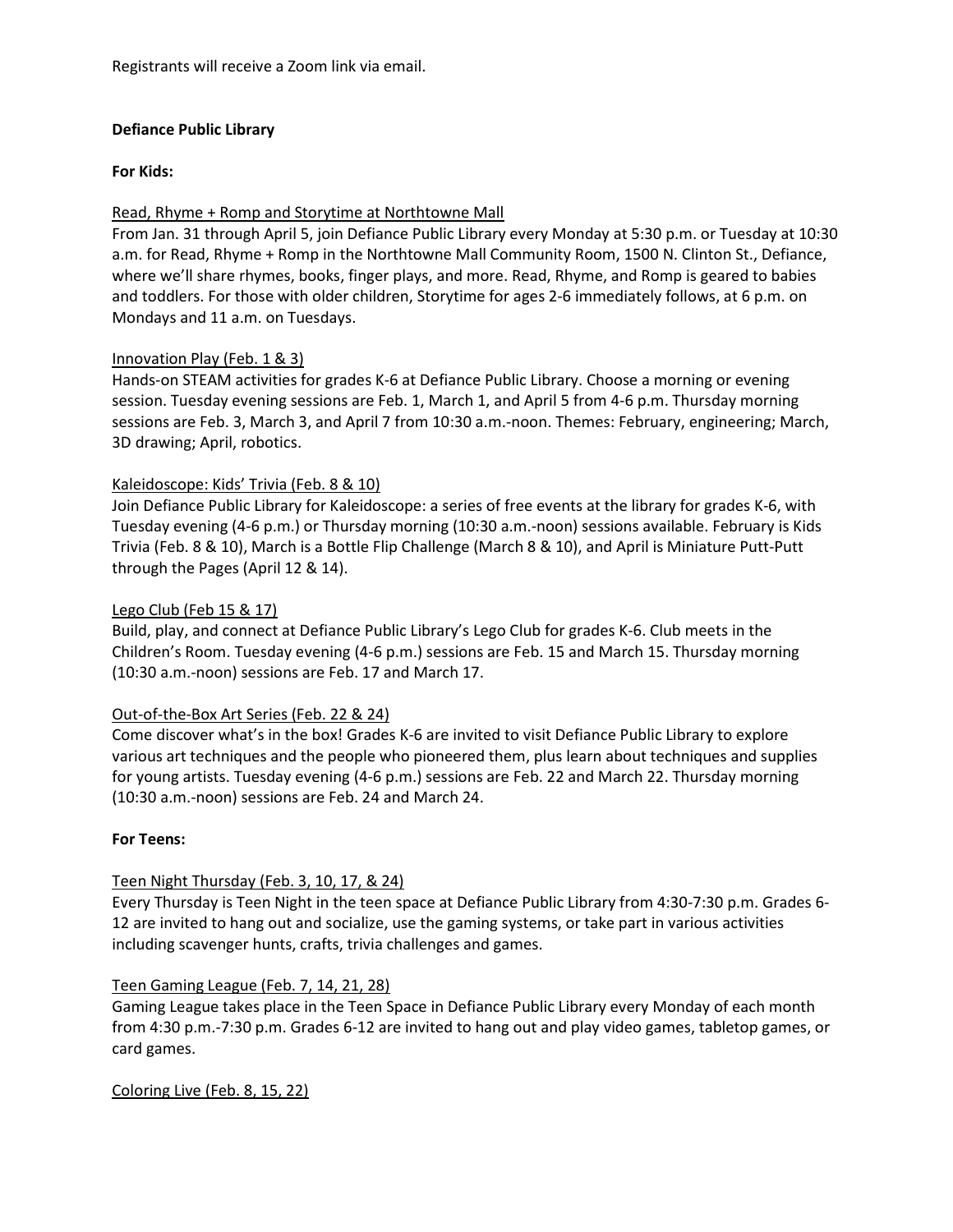Registrants will receive a Zoom link via email.

**Defiance Public Library**

**For Kids:**

Read, Rhyme + Romp and Storytime at Northtowne Mall

From Jan. 31 through April 5, join Defiance Public Library every Monday at 5:30 p.m. or Tuesday at 10:30 a.m. for Read, Rhyme + Romp in the Northtowne Mall Community Room, 1500 N. Clinton St., Defiance, where we'll share rhymes, books, finger plays, and more. Read, Rhyme, and Romp is geared to babies and toddlers. For those with older children, Storytime for ages 2-6 immediately follows, at 6 p.m. on Mondays and 11 a.m. on Tuesdays.

Innovation Play (Feb. 1 & 3)

Hands-on STEAM activities for grades K-6 at Defiance Public Library. Choose a morning or evening session. Tuesday evening sessions are Feb. 1, March 1, and April 5 from 4-6 p.m. Thursday morning sessions are Feb. 3, March 3, and April 7 from 10:30 a.m.-noon. Themes: February, engineering; March, 3D drawing; April, robotics.

Kaleidoscope: Kids' Trivia (Feb. 8 & 10)

Join Defiance Public Library for Kaleidoscope: a series of free events at the library for grades K-6, with Tuesday evening (4-6 p.m.) or Thursday morning (10:30 a.m.-noon) sessions available. February is Kids Trivia (Feb. 8 & 10), March is a Bottle Flip Challenge (March 8 & 10), and April is Miniature Putt-Putt through the Pages (April 12 & 14).

Lego Club (Feb 15 & 17)

Build, play, and connect at Defiance Public Library's Lego Club for grades K-6. Club meets in the Children's Room. Tuesday evening (4-6 p.m.) sessions are Feb. 15 and March 15. Thursday morning (10:30 a.m.-noon) sessions are Feb. 17 and March 17.

Out-of-the-Box Art Series (Feb. 22 & 24)

Come discover what's in the box! Grades K-6 are invited to visit Defiance Public Library to explore various art techniques and the people who pioneered them, plus learn about techniques and supplies for young artists. Tuesday evening (4-6 p.m.) sessions are Feb. 22 and March 22. Thursday morning (10:30 a.m.-noon) sessions are Feb. 24 and March 24.

**For Teens:**

Teen Night Thursday (Feb. 3, 10, 17, & 24)

Every Thursday is Teen Night in the teen space at Defiance Public Library from 4:30-7:30 p.m. Grades 6-12 are invited to hang out and socialize, use the gaming systems, or take part in various activities including scavenger hunts, crafts, trivia challenges and games.

Teen Gaming League (Feb. 7, 14, 21, 28)

Gaming League takes place in the Teen Space in Defiance Public Library every Monday of each month from 4:30 p.m.-7:30 p.m. Grades 6-12 are invited to hang out and play video games, tabletop games, or card games.

Coloring Live (Feb. 8, 15, 22)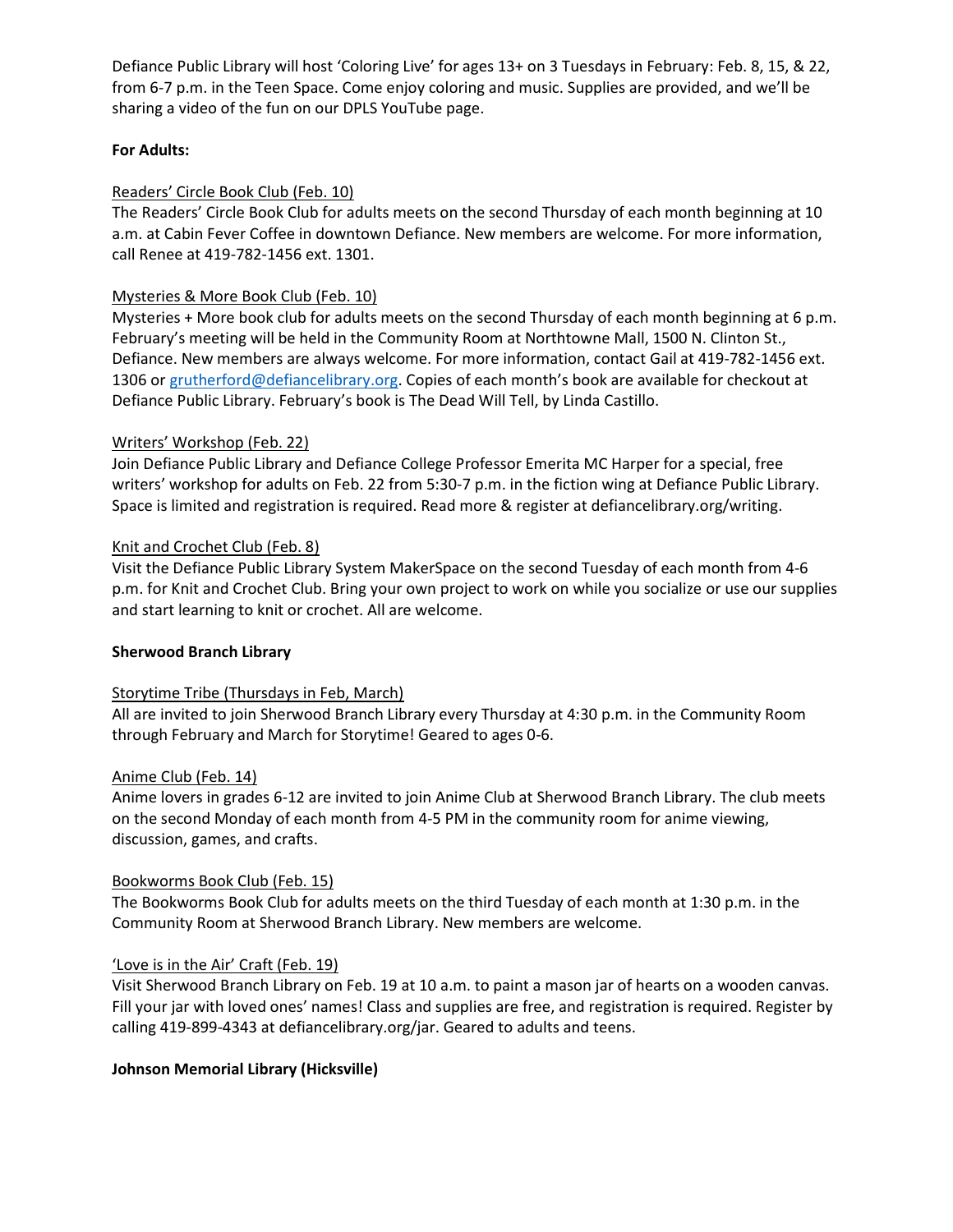Defiance Public Library will host 'Coloring Live' for ages 13+ on 3 Tuesdays in February: Feb. 8, 15, & 22, from 6-7 p.m. in the Teen Space. Come enjoy coloring and music. Supplies are provided, and we'll be sharing a video of the fun on our DPLS YouTube page.

**For Adults:**

<u>Readers' Circle Book Club (Feb. 10)</u>

The Readers' Circle Book Club for adults meets on the second Thursday of each month beginning at 10 a.m. at Cabin Fever Coffee in downtown Defiance. New members are welcome. For more information, call Renee at 419-782-1456 ext. 1301.

<u>Mysteries & More Book Club (Feb. 10)</u>

Mysteries + More book club for adults meets on the second Thursday of each month beginning at 6 p.m. February's meeting will be held in the Community Room at Northtowne Mall, 1500 N. Clinton St., Defiance. New members are always welcome. For more information, contact Gail at 419-782-1456 ext. 1306 or [grutherford@defiancelibrary.org](mailto:grutherford@defiancelibrary.org). Copies of each month's book are available for checkout at Defiance Public Library. February's book is The Dead Will Tell, by Linda Castillo.

<u>Writers' Workshop (Feb. 22)</u>

Join Defiance Public Library and Defiance College Professor Emerita MC Harper for a special, free writers' workshop for adults on Feb. 22 from 5:30-7 p.m. in the fiction wing at Defiance Public Library. Space is limited and registration is required. Read more & register at defiancelibrary.org/writing.

<u>Knit and Crochet Club (Feb. 8)</u>

Visit the Defiance Public Library System MakerSpace on the second Tuesday of each month from 4-6 p.m. for Knit and Crochet Club. Bring your own project to work on while you socialize or use our supplies and start learning to knit or crochet. All are welcome.

**Sherwood Branch Library**

<u>Storytime Tribe (Thursdays in Feb, March)</u>

All are invited to join Sherwood Branch Library every Thursday at 4:30 p.m. in the Community Room through February and March for Storytime! Geared to ages 0-6.

<u>Anime Club (Feb. 14)</u>

Anime lovers in grades 6-12 are invited to join Anime Club at Sherwood Branch Library. The club meets on the second Monday of each month from 4-5 PM in the community room for anime viewing, discussion, games, and crafts.

<u>Bookworms Book Club (Feb. 15)</u>

The Bookworms Book Club for adults meets on the third Tuesday of each month at 1:30 p.m. in the Community Room at Sherwood Branch Library. New members are welcome.

<u>'Love is in the Air' Craft (Feb. 19)</u>

Visit Sherwood Branch Library on Feb. 19 at 10 a.m. to paint a mason jar of hearts on a wooden canvas. Fill your jar with loved ones' names! Class and supplies are free, and registration is required. Register by calling 419-899-4343 at defiancelibrary.org/jar. Geared to adults and teens.

**Johnson Memorial Library (Hicksville)**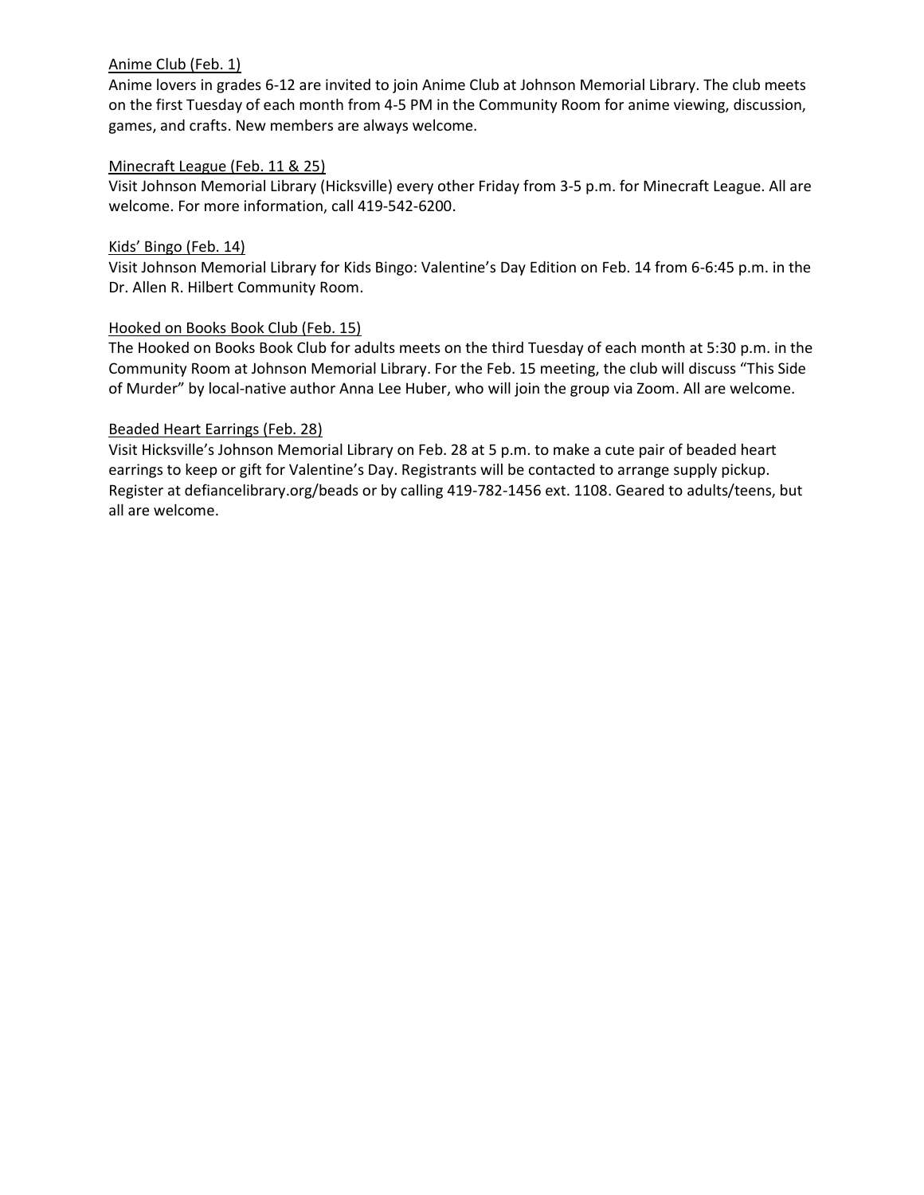Anime Club (Feb. 1)

Anime lovers in grades 6-12 are invited to join Anime Club at Johnson Memorial Library. The club meets on the first Tuesday of each month from 4-5 PM in the Community Room for anime viewing, discussion, games, and crafts. New members are always welcome.

Minecraft League (Feb. 11 & 25)

Visit Johnson Memorial Library (Hicksville) every other Friday from 3-5 p.m. for Minecraft League. All are welcome. For more information, call 419-542-6200.

Kids' Bingo (Feb. 14)

Visit Johnson Memorial Library for Kids Bingo: Valentine's Day Edition on Feb. 14 from 6-6:45 p.m. in the Dr. Allen R. Hilbert Community Room.

Hooked on Books Book Club (Feb. 15)

The Hooked on Books Book Club for adults meets on the third Tuesday of each month at 5:30 p.m. in the Community Room at Johnson Memorial Library. For the Feb. 15 meeting, the club will discuss "This Side of Murder" by local-native author Anna Lee Huber, who will join the group via Zoom. All are welcome.

Beaded Heart Earrings (Feb. 28)

Visit Hicksville's Johnson Memorial Library on Feb. 28 at 5 p.m. to make a cute pair of beaded heart earrings to keep or gift for Valentine's Day. Registrants will be contacted to arrange supply pickup. Register at defiancelibrary.org/beads or by calling 419-782-1456 ext. 1108. Geared to adults/teens, but all are welcome.